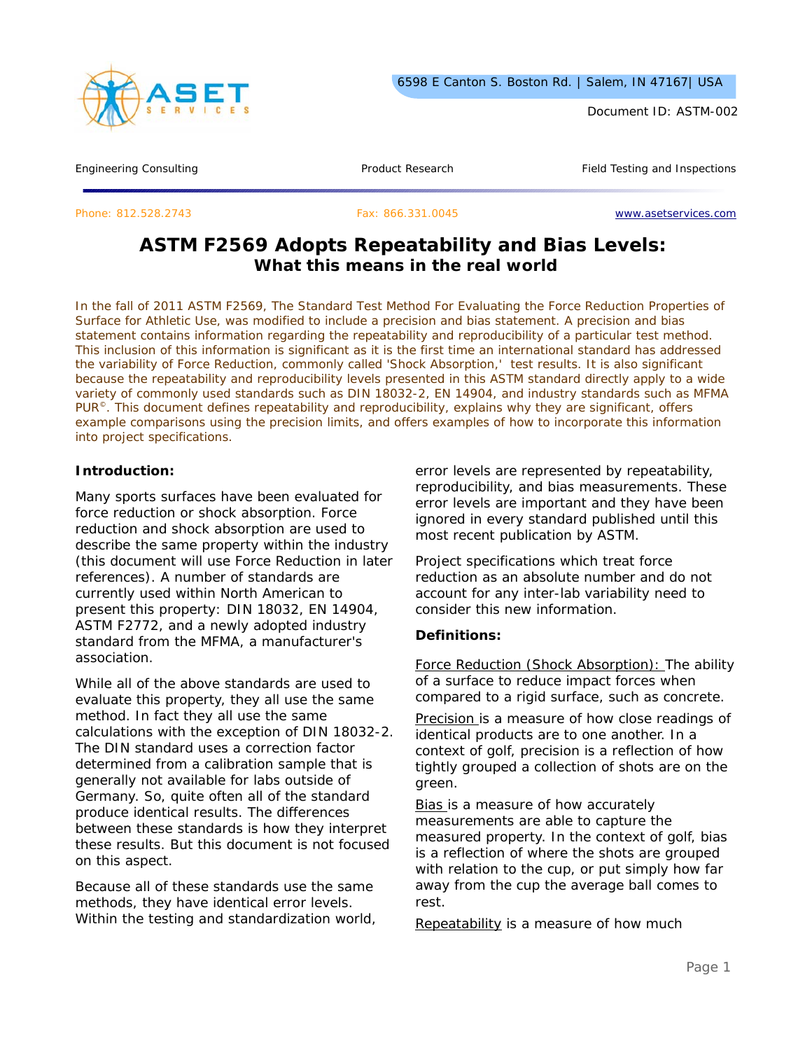Document ID: ASTM-002

Engineering Consulting | Product Research | Field Testing and Inspections

Phone: 812.528.2743 | Fax: 866.331.0045 | www.asetservices.com

# ASTM F2569 Adopts Repeatability and Bias Levels:
## What this means in the real world

In the fall of 2011 ASTM F2569, The Standard Test Method For Evaluating the Force Reduction Properties of Surface for Athletic Use, was modified to include a precision and bias statement. A precision and bias statement contains information regarding the repeatability and reproducibility of a particular test method. This inclusion of this information is significant as it is the first time an international standard has addressed the variability of Force Reduction, commonly called 'Shock Absorption,' test results. It is also significant because the repeatability and reproducibility levels presented in this ASTM standard directly apply to a wide variety of commonly used standards such as DIN 18032-2, EN 14904, and industry standards such as MFMA PUR©. This document defines repeatability and reproducibility, explains why they are significant, offers example comparisons using the precision limits, and offers examples of how to incorporate this information into project specifications.

**Introduction:**

Many sports surfaces have been evaluated for force reduction or shock absorption. Force reduction and shock absorption are used to describe the same property within the industry (this document will use Force Reduction in later references). A number of standards are currently used within North American to present this property: DIN 18032, EN 14904, ASTM F2772, and a newly adopted industry standard from the MFMA, a manufacturer's association.

While all of the above standards are used to evaluate this property, they all use the same method. In fact they all use the same calculations with the exception of DIN 18032-2. The DIN standard uses a correction factor determined from a calibration sample that is generally not available for labs outside of Germany. So, quite often all of the standard produce identical results. The differences between these standards is how they interpret these results. But this document is not focused on this aspect.

Because all of these standards use the same methods, they have identical error levels. Within the testing and standardization world, error levels are represented by repeatability, reproducibility, and bias measurements. These error levels are important and they have been ignored in every standard published until this most recent publication by ASTM.

Project specifications which treat force reduction as an absolute number and do not account for any inter-lab variability need to consider this new information.

**Definitions:**

Force Reduction (Shock Absorption): The ability of a surface to reduce impact forces when compared to a rigid surface, such as concrete.

Precision is a measure of how close readings of identical products are to one another. In a context of golf, precision is a reflection of how tightly grouped a collection of shots are on the green.

Bias is a measure of how accurately measurements are able to capture the measured property. In the context of golf, bias is a reflection of where the shots are grouped with relation to the cup, or put simply how far away from the cup the average ball comes to rest.

Repeatability is a measure of how much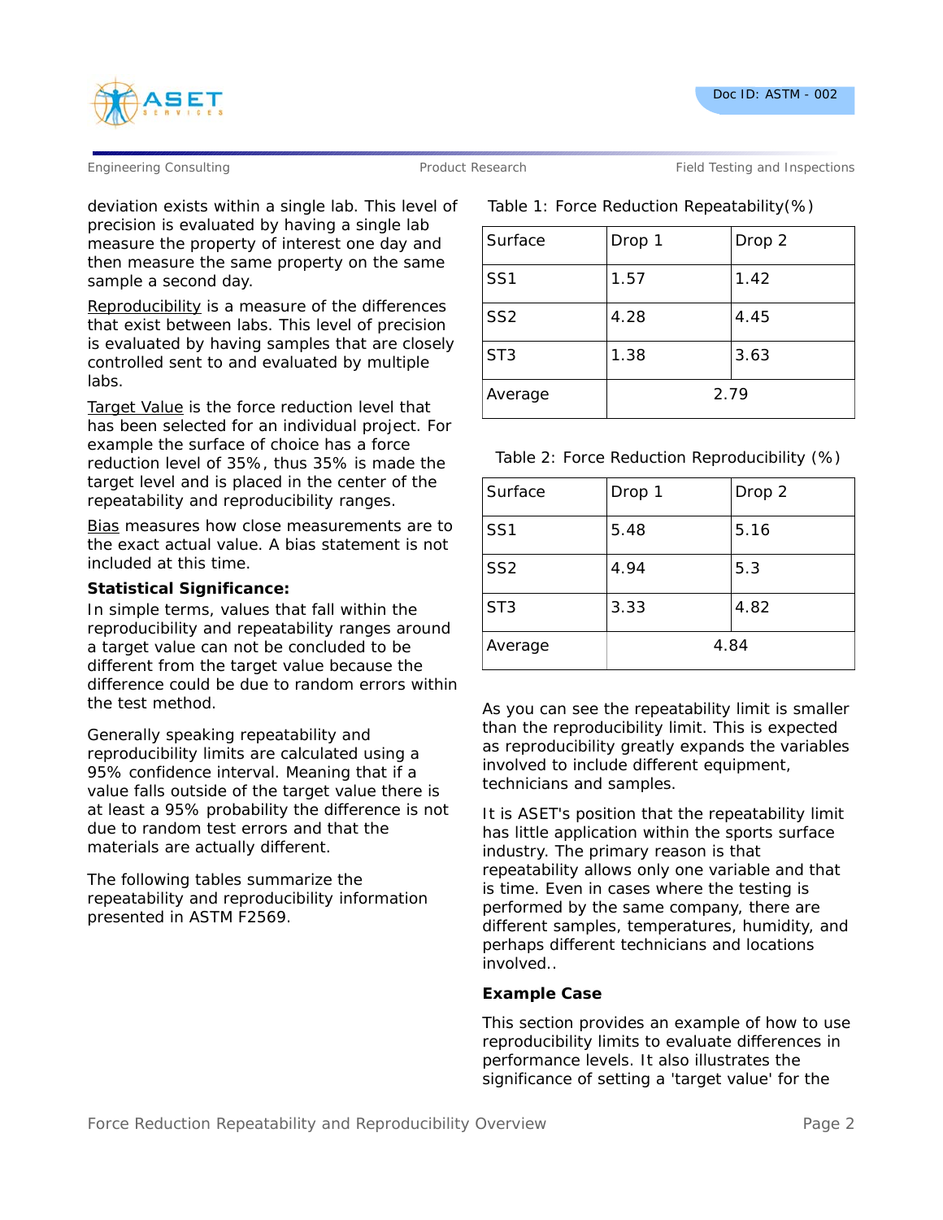deviation exists within a single lab. This level of precision is evaluated by having a single lab measure the property of interest one day and then measure the same property on the same sample a second day.

Reproducibility is a measure of the differences that exist between labs. This level of precision is evaluated by having samples that are closely controlled sent to and evaluated by multiple labs.

Target Value is the force reduction level that has been selected for an individual project. For example the surface of choice has a force reduction level of 35%, thus 35% is made the target level and is placed in the center of the repeatability and reproducibility ranges.

Bias measures how close measurements are to the exact actual value. A bias statement is not included at this time.

**Statistical Significance:**

In simple terms, values that fall within the reproducibility and repeatability ranges around a target value can not be concluded to be different from the target value because the difference could be due to random errors within the test method.

Generally speaking repeatability and reproducibility limits are calculated using a 95% confidence interval. Meaning that if a value falls outside of the target value there is at least a 95% probability the difference is not due to random test errors and that the materials are actually different.

The following tables summarize the repeatability and reproducibility information presented in ASTM F2569.

Table 1: Force Reduction Repeatability(%)

| Surface | Drop 1 | Drop 2 |
|---|---|---|
| SS1 | 1.57 | 1.42 |
| SS2 | 4.28 | 4.45 |
| ST3 | 1.38 | 3.63 |
| Average | 2.79 | |

Table 2: Force Reduction Reproducibility (%)

| Surface | Drop 1 | Drop 2 |
|---|---|---|
| SS1 | 5.48 | 5.16 |
| SS2 | 4.94 | 5.3 |
| ST3 | 3.33 | 4.82 |
| Average | 4.84 | |

As you can see the repeatability limit is smaller than the reproducibility limit. This is expected as reproducibility greatly expands the variables involved to include different equipment, technicians and samples.

It is ASET's position that the repeatability limit has little application within the sports surface industry. The primary reason is that repeatability allows only one variable and that is time. Even in cases where the testing is performed by the same company, there are different samples, temperatures, humidity, and perhaps different technicians and locations involved..

**Example Case**

This section provides an example of how to use reproducibility limits to evaluate differences in performance levels. It also illustrates the significance of setting a 'target value' for the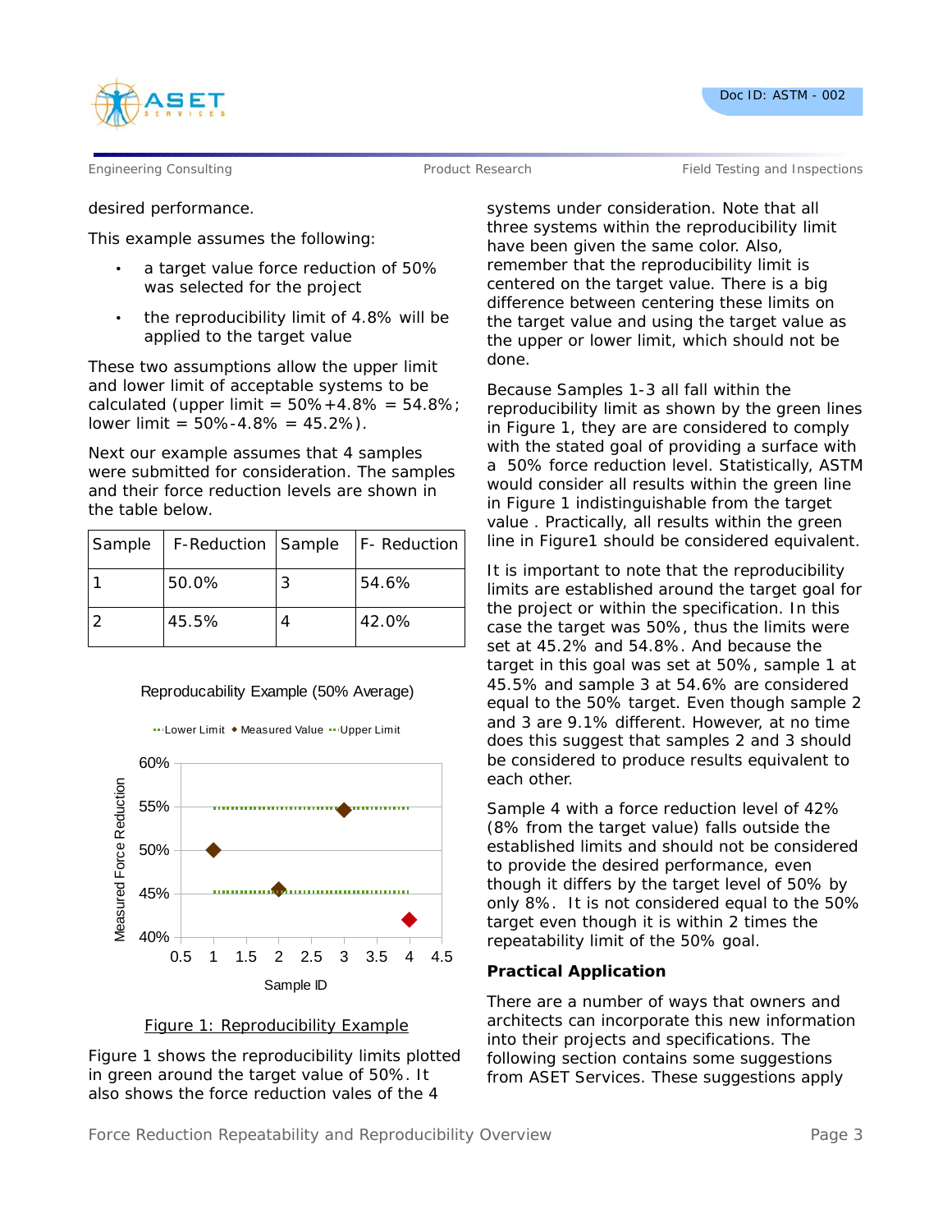desired performance.

This example assumes the following:

- a target value force reduction of 50% was selected for the project
- the reproducibility limit of 4.8% will be applied to the target value

These two assumptions allow the upper limit and lower limit of acceptable systems to be calculated (upper limit = 50%+4.8% = 54.8%; lower limit = 50%-4.8% = 45.2%).

Next our example assumes that 4 samples were submitted for consideration. The samples and their force reduction levels are shown in the table below.

| Sample | F-Reduction | Sample | F- Reduction |
|---|---|---|---|
| 1 | 50.0% | 3 | 54.6% |
| 2 | 45.5% | 4 | 42.0% |

Figure 1: Reproducibility Example

Figure 1 shows the reproducibility limits plotted in green around the target value of 50%. It also shows the force reduction vales of the 4 systems under consideration. Note that all three systems within the reproducibility limit have been given the same color. Also, remember that the reproducibility limit is centered on the target value. There is a big difference between centering these limits on the target value and using the target value as the upper or lower limit, which should not be done.

Because Samples 1-3 all fall within the reproducibility limit as shown by the green lines in Figure 1, they are are considered to comply with the stated goal of providing a surface with a 50% force reduction level. Statistically, ASTM would consider all results within the green line in Figure 1 indistinguishable from the target value . Practically, all results within the green line in Figure1 should be considered equivalent.

It is important to note that the reproducibility limits are established around the target goal for the project or within the specification. In this case the target was 50%, thus the limits were set at 45.2% and 54.8%. And because the target in this goal was set at 50%, sample 1 at 45.5% and sample 3 at 54.6% are considered equal to the 50% target. Even though sample 2 and 3 are 9.1% different. However, at no time does this suggest that samples 2 and 3 should be considered to produce results equivalent to each other.

Sample 4 with a force reduction level of 42% (8% from the target value) falls outside the established limits and should not be considered to provide the desired performance, even though it differs by the target level of 50% by only 8%. It is not considered equal to the 50% target even though it is within 2 times the repeatability limit of the 50% goal.

### Practical Application

There are a number of ways that owners and architects can incorporate this new information into their projects and specifications. The following section contains some suggestions from ASET Services. These suggestions apply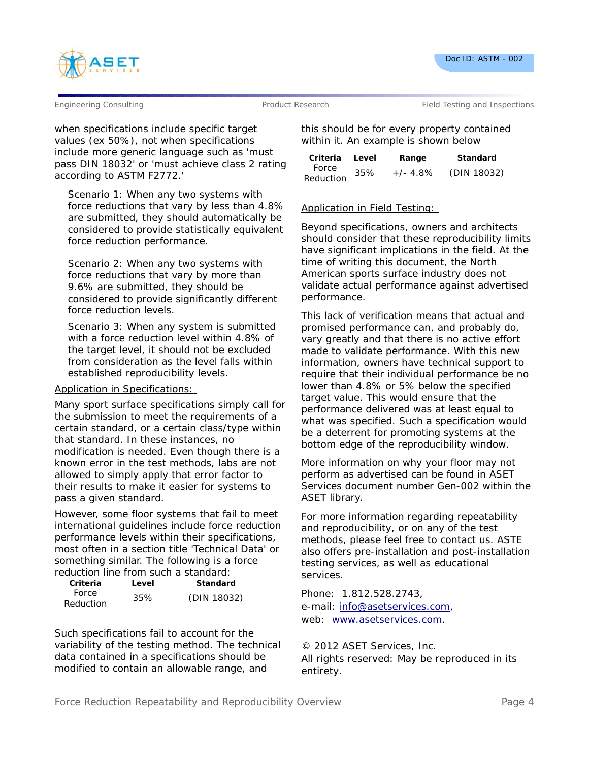when specifications include specific target values (ex 50%), not when specifications include more generic language such as 'must pass DIN 18032' or 'must achieve class 2 rating according to ASTM F2772.'

Scenario 1: When any two systems with force reductions that vary by less than 4.8% are submitted, they should automatically be considered to provide statistically equivalent force reduction performance.

Scenario 2: When any two systems with force reductions that vary by more than 9.6% are submitted, they should be considered to provide significantly different force reduction levels.

Scenario 3: When any system is submitted with a force reduction level within 4.8% of the target level, it should not be excluded from consideration as the level falls within established reproducibility levels.

## Application in Specifications:

Many sport surface specifications simply call for the submission to meet the requirements of a certain standard, or a certain class/type within that standard. In these instances, no modification is needed. Even though there is a known error in the test methods, labs are not allowed to simply apply that error factor to their results to make it easier for systems to pass a given standard.

However, some floor systems that fail to meet international guidelines include force reduction performance levels within their specifications, most often in a section title 'Technical Data' or something similar. The following is a force reduction line from such a standard:

| Criteria | Level | Standard |
|---|---|---|
| Force Reduction | 35% | (DIN 18032) |

Such specifications fail to account for the variability of the testing method. The technical data contained in a specifications should be modified to contain an allowable range, and this should be for every property contained within it. An example is shown below

| Criteria | Level | Range | Standard |
|---|---|---|---|
| Force Reduction | 35% | +/- 4.8% | (DIN 18032) |

## Application in Field Testing:

Beyond specifications, owners and architects should consider that these reproducibility limits have significant implications in the field. At the time of writing this document, the North American sports surface industry does not validate actual performance against advertised performance.

This lack of verification means that actual and promised performance can, and probably do, vary greatly and that there is no active effort made to validate performance. With this new information, owners have technical support to require that their individual performance be no lower than 4.8% or 5% below the specified target value. This would ensure that the performance delivered was at least equal to what was specified. Such a specification would be a deterrent for promoting systems at the bottom edge of the reproducibility window.

More information on why your floor may not perform as advertised can be found in ASET Services document number Gen-002 within the ASET library.

For more information regarding repeatability and reproducibility, or on any of the test methods, please feel free to contact us. ASTE also offers pre-installation and post-installation testing services, as well as educational services.

Phone: 1.812.528.2743,
e-mail: info@asetservices.com,
web: www.asetservices.com.

© 2012 ASET Services, Inc.
All rights reserved: May be reproduced in its entirety.